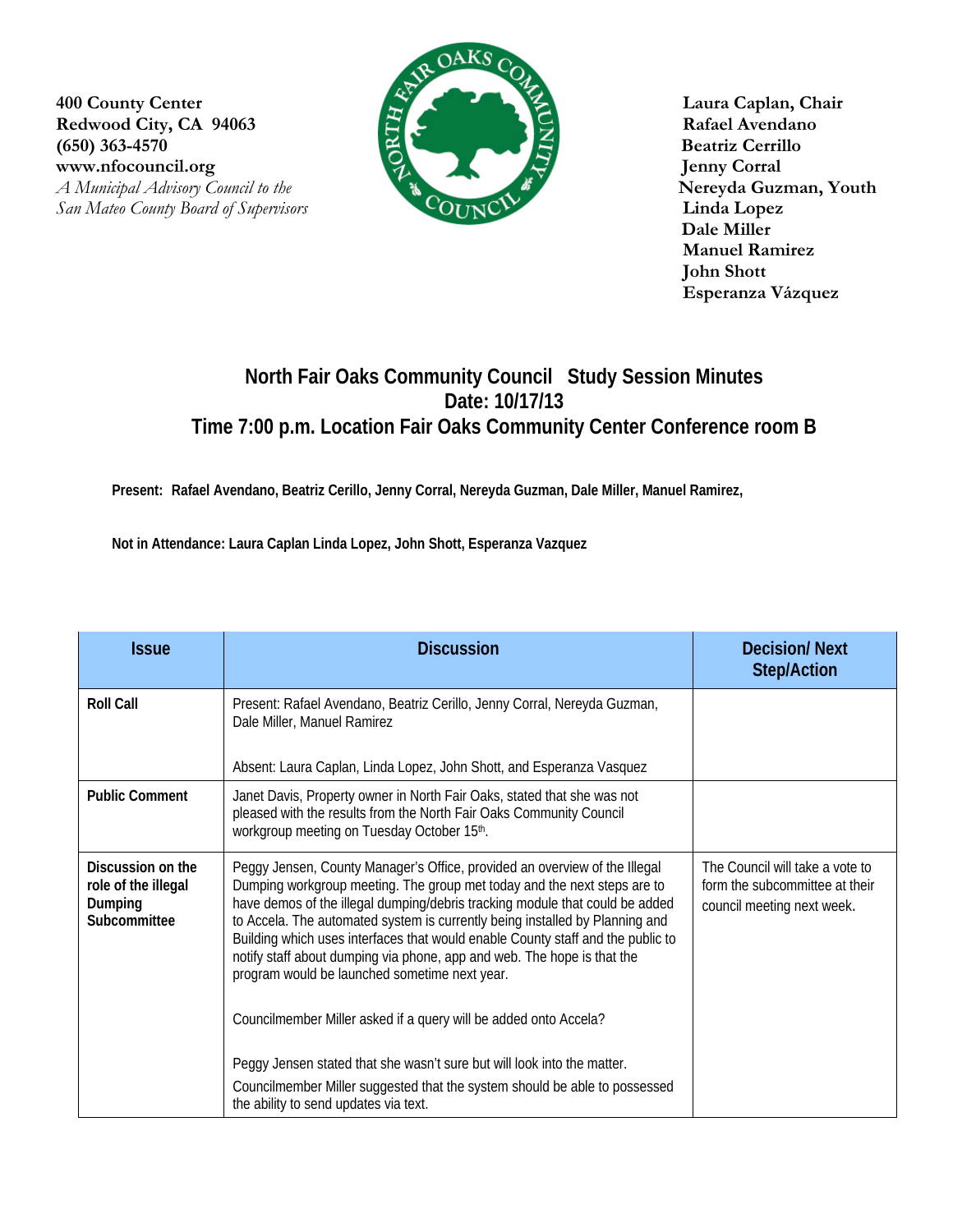**400 County Center**
**Redwood City, CA 94063**
**(650) 363-4570**
**www.nfocouncil.org**
*A Municipal Advisory Council to the San Mateo County Board of Supervisors*

**Laura Caplan, Chair**
**Rafael Avendano**
**Beatriz Cerrillo**
**Jenny Corral**
**Nereyda Guzman, Youth**
**Linda Lopez**
**Dale Miller**
**Manuel Ramirez**
**John Shott**
**Esperanza Vázquez**

# North Fair Oaks Community Council Study Session Minutes
## Date: 10/17/13
## Time 7:00 p.m. Location Fair Oaks Community Center Conference room B

**Present: Rafael Avendano, Beatriz Cerillo, Jenny Corral, Nereyda Guzman, Dale Miller, Manuel Ramirez,**

**Not in Attendance: Laura Caplan Linda Lopez, John Shott, Esperanza Vazquez**

| Issue | Discussion | Decision/ Next Step/Action |
|---|---|---|
| **Roll Call** | Present: Rafael Avendano, Beatriz Cerillo, Jenny Corral, Nereyda Guzman, Dale Miller, Manuel Ramirez<br><br>Absent: Laura Caplan, Linda Lopez, John Shott, and Esperanza Vasquez | |
| **Public Comment** | Janet Davis, Property owner in North Fair Oaks, stated that she was not pleased with the results from the North Fair Oaks Community Council workgroup meeting on Tuesday October 15th. | |
| **Discussion on the role of the illegal Dumping Subcommittee** | Peggy Jensen, County Manager's Office, provided an overview of the Illegal Dumping workgroup meeting. The group met today and the next steps are to have demos of the illegal dumping/debris tracking module that could be added to Accela. The automated system is currently being installed by Planning and Building which uses interfaces that would enable County staff and the public to notify staff about dumping via phone, app and web. The hope is that the program would be launched sometime next year.<br><br>Councilmember Miller asked if a query will be added onto Accela?<br><br>Peggy Jensen stated that she wasn't sure but will look into the matter.<br>Councilmember Miller suggested that the system should be able to possessed the ability to send updates via text. | The Council will take a vote to form the subcommittee at their council meeting next week. |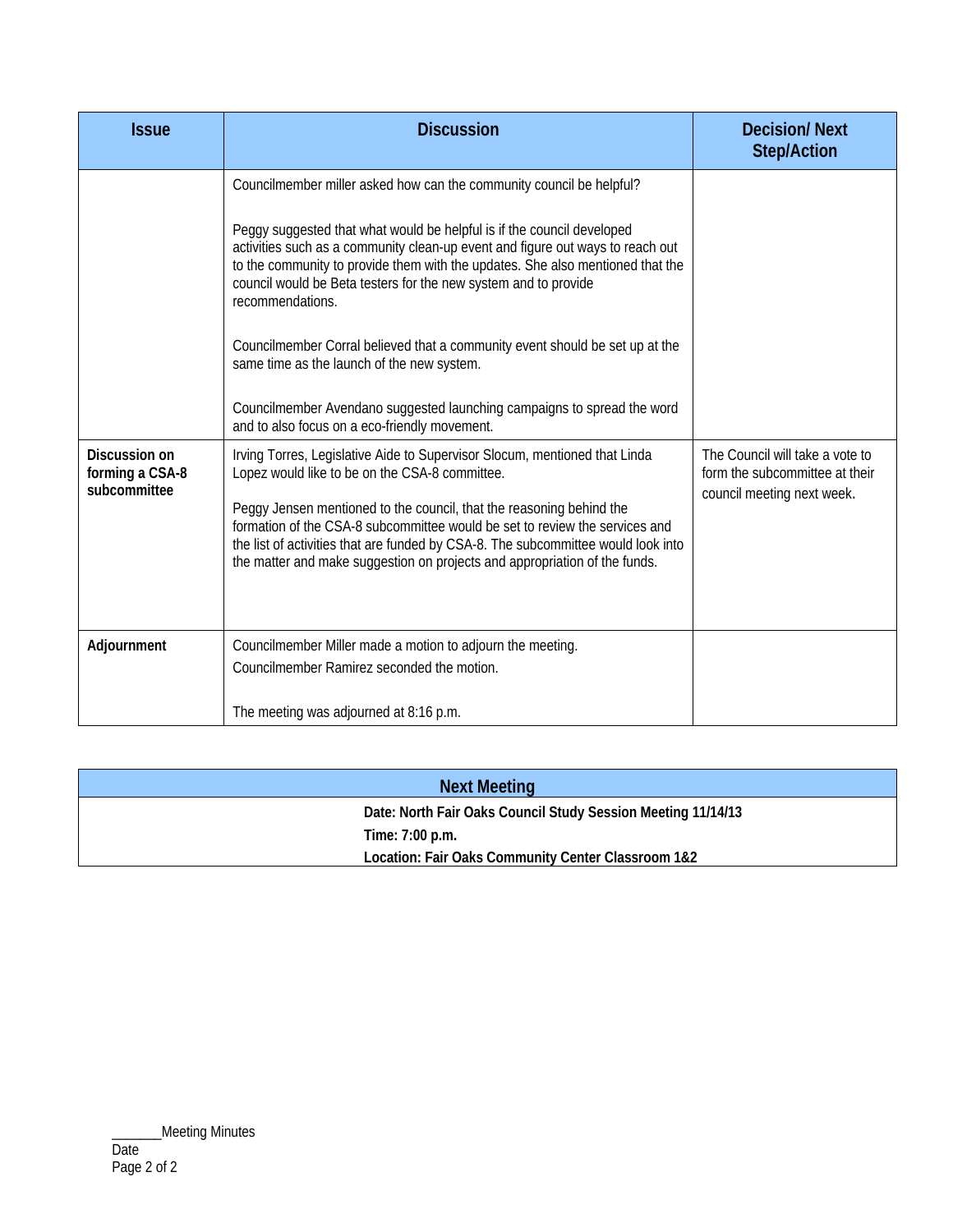| Issue | Discussion | Decision/ Next Step/Action |
|---|---|---|
| | Councilmember miller asked how can the community council be helpful?<br><br>Peggy suggested that what would be helpful is if the council developed activities such as a community clean-up event and figure out ways to reach out to the community to provide them with the updates. She also mentioned that the council would be Beta testers for the new system and to provide recommendations.<br><br>Councilmember Corral believed that a community event should be set up at the same time as the launch of the new system.<br><br>Councilmember Avendano suggested launching campaigns to spread the word and to also focus on a eco-friendly movement. | |
| **Discussion on forming a CSA-8 subcommittee** | Irving Torres, Legislative Aide to Supervisor Slocum, mentioned that Linda Lopez would like to be on the CSA-8 committee.<br><br>Peggy Jensen mentioned to the council, that the reasoning behind the formation of the CSA-8 subcommittee would be set to review the services and the list of activities that are funded by CSA-8. The subcommittee would look into the matter and make suggestion on projects and appropriation of the funds. | The Council will take a vote to form the subcommittee at their council meeting next week. |
| **Adjournment** | Councilmember Miller made a motion to adjourn the meeting.<br>Councilmember Ramirez seconded the motion.<br><br>The meeting was adjourned at 8:16 p.m. | |

| Next Meeting |
|---|
| **Date: North Fair Oaks Council Study Session Meeting 11/14/13**<br>**Time: 7:00 p.m.**<br>**Location: Fair Oaks Community Center Classroom 1&2** |